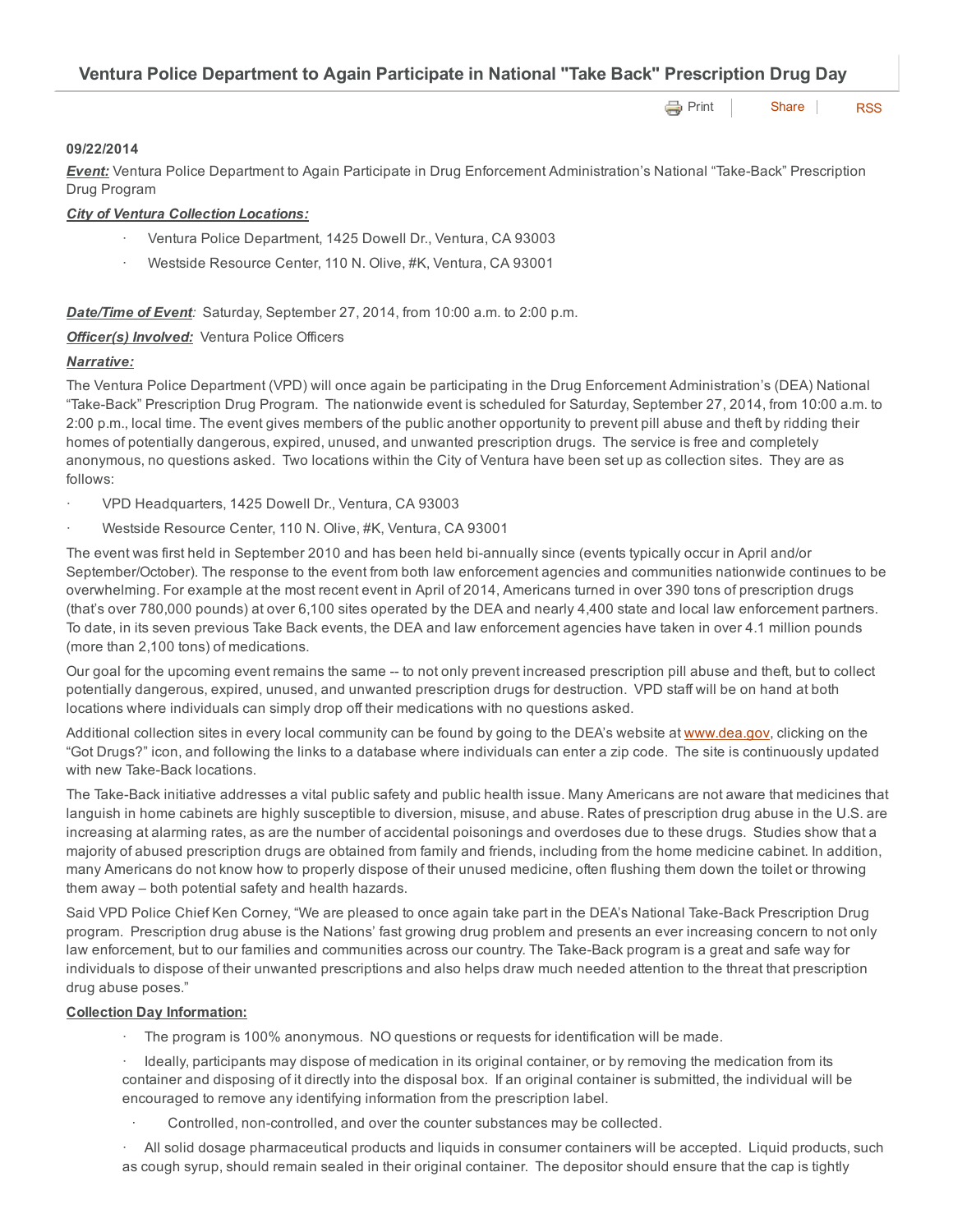# Ventura Police Department to Again Participate in National "Take Back" Prescription Drug Day

**09/22/2014**

***Event:*** Ventura Police Department to Again Participate in Drug Enforcement Administration's National "Take-Back" Prescription Drug Program

***City of Ventura Collection Locations:***

- Ventura Police Department, 1425 Dowell Dr., Ventura, CA 93003
- Westside Resource Center, 110 N. Olive, #K, Ventura, CA 93001

***Date/Time of Event:*** Saturday, September 27, 2014, from 10:00 a.m. to 2:00 p.m.

***Officer(s) Involved:*** Ventura Police Officers

***Narrative:***

The Ventura Police Department (VPD) will once again be participating in the Drug Enforcement Administration's (DEA) National "Take-Back" Prescription Drug Program. The nationwide event is scheduled for Saturday, September 27, 2014, from 10:00 a.m. to 2:00 p.m., local time. The event gives members of the public another opportunity to prevent pill abuse and theft by ridding their homes of potentially dangerous, expired, unused, and unwanted prescription drugs. The service is free and completely anonymous, no questions asked. Two locations within the City of Ventura have been set up as collection sites. They are as follows:

- VPD Headquarters, 1425 Dowell Dr., Ventura, CA 93003
- Westside Resource Center, 110 N. Olive, #K, Ventura, CA 93001

The event was first held in September 2010 and has been held bi-annually since (events typically occur in April and/or September/October). The response to the event from both law enforcement agencies and communities nationwide continues to be overwhelming. For example at the most recent event in April of 2014, Americans turned in over 390 tons of prescription drugs (that's over 780,000 pounds) at over 6,100 sites operated by the DEA and nearly 4,400 state and local law enforcement partners. To date, in its seven previous Take Back events, the DEA and law enforcement agencies have taken in over 4.1 million pounds (more than 2,100 tons) of medications.

Our goal for the upcoming event remains the same -- to not only prevent increased prescription pill abuse and theft, but to collect potentially dangerous, expired, unused, and unwanted prescription drugs for destruction. VPD staff will be on hand at both locations where individuals can simply drop off their medications with no questions asked.

Additional collection sites in every local community can be found by going to the DEA's website at www.dea.gov, clicking on the "Got Drugs?" icon, and following the links to a database where individuals can enter a zip code. The site is continuously updated with new Take-Back locations.

The Take-Back initiative addresses a vital public safety and public health issue. Many Americans are not aware that medicines that languish in home cabinets are highly susceptible to diversion, misuse, and abuse. Rates of prescription drug abuse in the U.S. are increasing at alarming rates, as are the number of accidental poisonings and overdoses due to these drugs. Studies show that a majority of abused prescription drugs are obtained from family and friends, including from the home medicine cabinet. In addition, many Americans do not know how to properly dispose of their unused medicine, often flushing them down the toilet or throwing them away – both potential safety and health hazards.

Said VPD Police Chief Ken Corney, "We are pleased to once again take part in the DEA's National Take-Back Prescription Drug program. Prescription drug abuse is the Nations' fast growing drug problem and presents an ever increasing concern to not only law enforcement, but to our families and communities across our country. The Take-Back program is a great and safe way for individuals to dispose of their unwanted prescriptions and also helps draw much needed attention to the threat that prescription drug abuse poses."

**Collection Day Information:**

- The program is 100% anonymous. NO questions or requests for identification will be made.
- Ideally, participants may dispose of medication in its original container, or by removing the medication from its container and disposing of it directly into the disposal box. If an original container is submitted, the individual will be encouraged to remove any identifying information from the prescription label.
- Controlled, non-controlled, and over the counter substances may be collected.
- All solid dosage pharmaceutical products and liquids in consumer containers will be accepted. Liquid products, such as cough syrup, should remain sealed in their original container. The depositor should ensure that the cap is tightly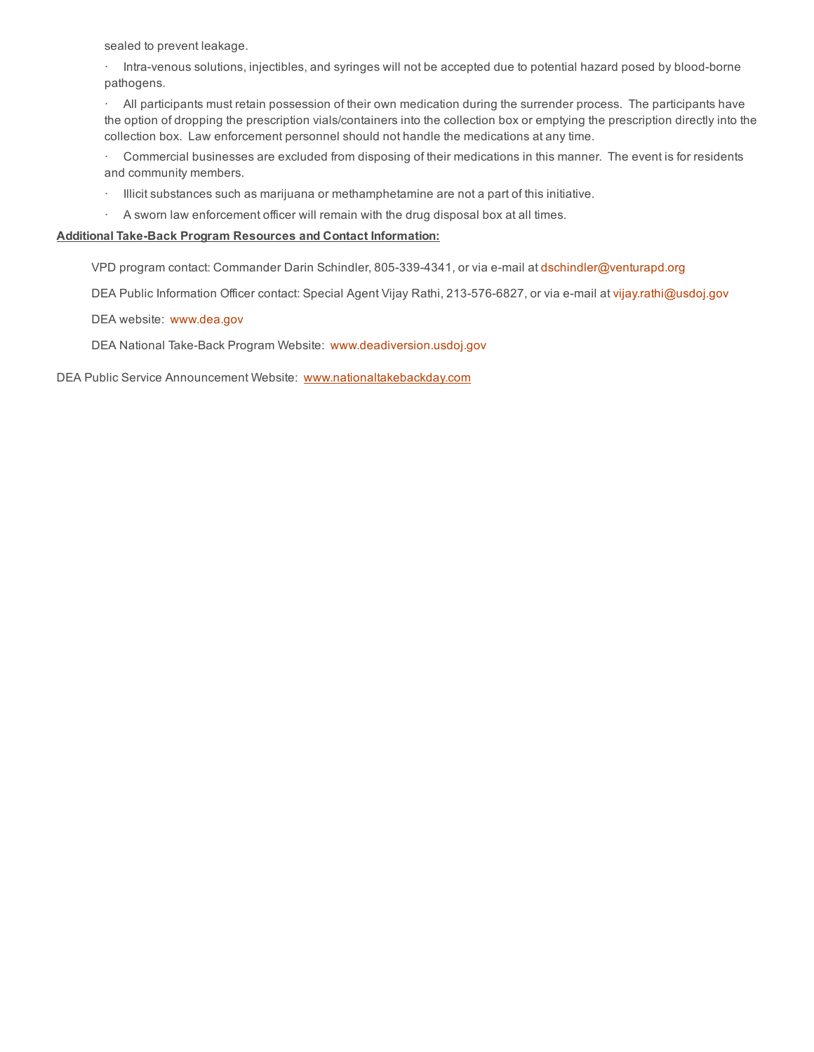sealed to prevent leakage.

- Intra-venous solutions, injectibles, and syringes will not be accepted due to potential hazard posed by blood-borne pathogens.
- All participants must retain possession of their own medication during the surrender process. The participants have the option of dropping the prescription vials/containers into the collection box or emptying the prescription directly into the collection box. Law enforcement personnel should not handle the medications at any time.
- Commercial businesses are excluded from disposing of their medications in this manner. The event is for residents and community members.
- Illicit substances such as marijuana or methamphetamine are not a part of this initiative.
- A sworn law enforcement officer will remain with the drug disposal box at all times.

**Additional Take-Back Program Resources and Contact Information:**

VPD program contact: Commander Darin Schindler, 805-339-4341, or via e-mail at dschindler@venturapd.org

DEA Public Information Officer contact: Special Agent Vijay Rathi, 213-576-6827, or via e-mail at vijay.rathi@usdoj.gov

DEA website: www.dea.gov

DEA National Take-Back Program Website: www.deadiversion.usdoj.gov

DEA Public Service Announcement Website: www.nationaltakebackday.com